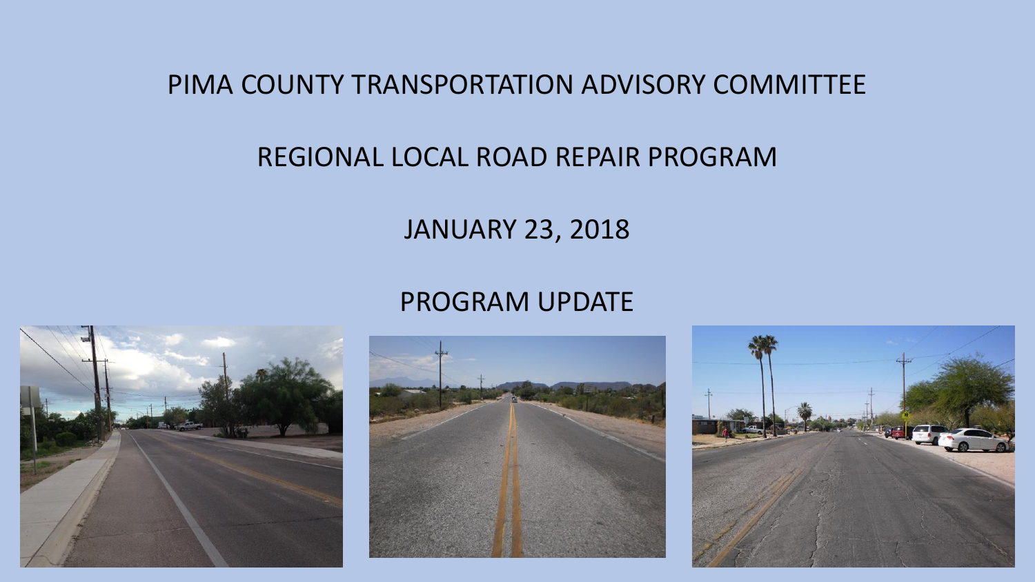# PIMA COUNTY TRANSPORTATION ADVISORY COMMITTEE

## REGIONAL LOCAL ROAD REPAIR PROGRAM

JANUARY 23, 2018

PROGRAM UPDATE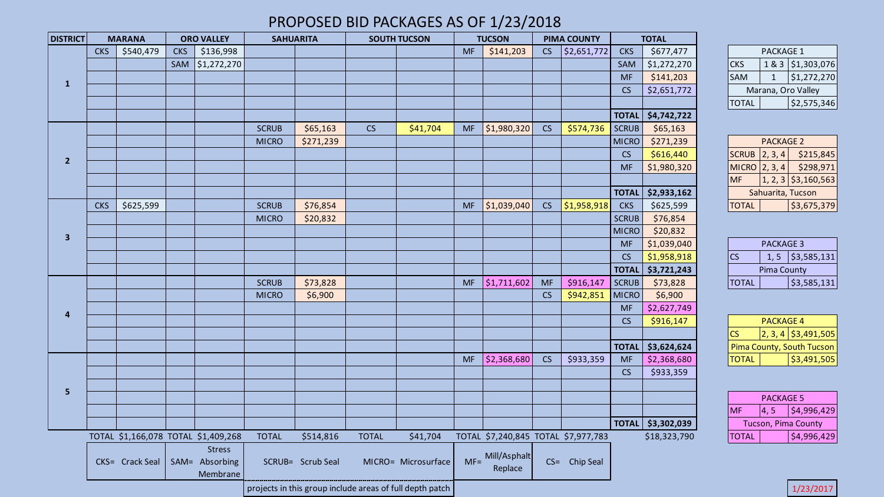# PROPOSED BID PACKAGES AS OF 1/23/2018

| DISTRICT | MARANA | | ORO VALLEY | | SAHUARITA | | SOUTH TUCSON | | TUCSON | | PIMA COUNTY | | TOTAL | |
|---|---|---|---|---|---|---|---|---|---|---|---|---|---|---|
| 1 | CKS | $540,479 | CKS | $136,998 | | | | | MF | $141,203 | CS | $2,651,772 | CKS | $677,477 |
| | | | SAM | $1,272,270 | | | | | | | | | SAM | $1,272,270 |
| | | | | | | | | | | | | | MF | $141,203 |
| | | | | | | | | | | | | | CS | $2,651,772 |
| | | | | | | | | | | | | | | |
| | | | | | | | | | | | | | TOTAL | $4,742,722 |
| 2 | | | | | SCRUB | $65,163 | CS | $41,704 | MF | $1,980,320 | CS | $574,736 | SCRUB | $65,163 |
| | | | | | MICRO | $271,239 | | | | | | | MICRO | $271,239 |
| | | | | | | | | | | | | | CS | $616,440 |
| | | | | | | | | | | | | | MF | $1,980,320 |
| | | | | | | | | | | | | | | |
| | | | | | | | | | | | | | TOTAL | $2,933,162 |
| 3 | CKS | $625,599 | | | SCRUB | $76,854 | | | MF | $1,039,040 | CS | $1,958,918 | CKS | $625,599 |
| | | | | | MICRO | $20,832 | | | | | | | SCRUB | $76,854 |
| | | | | | | | | | | | | | MICRO | $20,832 |
| | | | | | | | | | | | | | MF | $1,039,040 |
| | | | | | | | | | | | | | CS | $1,958,918 |
| | | | | | | | | | | | | | TOTAL | $3,721,243 |
| 4 | | | | | SCRUB | $73,828 | | | MF | $1,711,602 | MF | $916,147 | SCRUB | $73,828 |
| | | | | | MICRO | $6,900 | | | | | CS | $942,851 | MICRO | $6,900 |
| | | | | | | | | | | | | | MF | $2,627,749 |
| | | | | | | | | | | | | | CS | $916,147 |
| | | | | | | | | | | | | | | |
| | | | | | | | | | | | | | TOTAL | $3,624,624 |
| 5 | | | | | | | | | MF | $2,368,680 | CS | $933,359 | MF | $2,368,680 |
| | | | | | | | | | | | | | CS | $933,359 |
| | | | | | | | | | | | | | | |
| | | | | | | | | | | | | | | |
| | | | | | | | | | | | | | | |
| | | | | | | | | | | | | | TOTAL | $3,302,039 |
| | TOTAL | $1,166,078 | TOTAL | $1,409,268 | TOTAL | $514,816 | TOTAL | $41,704 | TOTAL | $7,240,845 | TOTAL | $7,977,783 | | $18,323,790 |

| | | | | | | | | | | | |
|---|---|---|---|---|---|---|---|---|---|---|---|
| CKS= | Crack Seal | SAM= | Stress Absorbing Membrane | SCRUB= | Scrub Seal | MICRO= | Microsurface | MF= | Mill/Asphalt Replace | CS= | Chip Seal |

projects in this group include areas of full depth patch

| PACKAGE 1 | | |
|---|---|---|
| CKS | 1 & 3 | $1,303,076 |
| SAM | 1 | $1,272,270 |
| Marana, Oro Valley | | |
| TOTAL | | $2,575,346 |

| PACKAGE 2 | | |
|---|---|---|
| SCRUB | 2, 3, 4 | $215,845 |
| MICRO | 2, 3, 4 | $298,971 |
| MF | 1, 2, 3 | $3,160,563 |
| Sahuarita, Tucson | | |
| TOTAL | | $3,675,379 |

| PACKAGE 3 | | |
|---|---|---|
| CS | 1, 5 | $3,585,131 |
| Pima County | | |
| TOTAL | | $3,585,131 |

| PACKAGE 4 | | |
|---|---|---|
| CS | 2, 3, 4 | $3,491,505 |
| Pima County, South Tucson | | |
| TOTAL | | $3,491,505 |

| PACKAGE 5 | | |
|---|---|---|
| MF | 4, 5 | $4,996,429 |
| Tucson, Pima County | | |
| TOTAL | | $4,996,429 |

1/23/2017